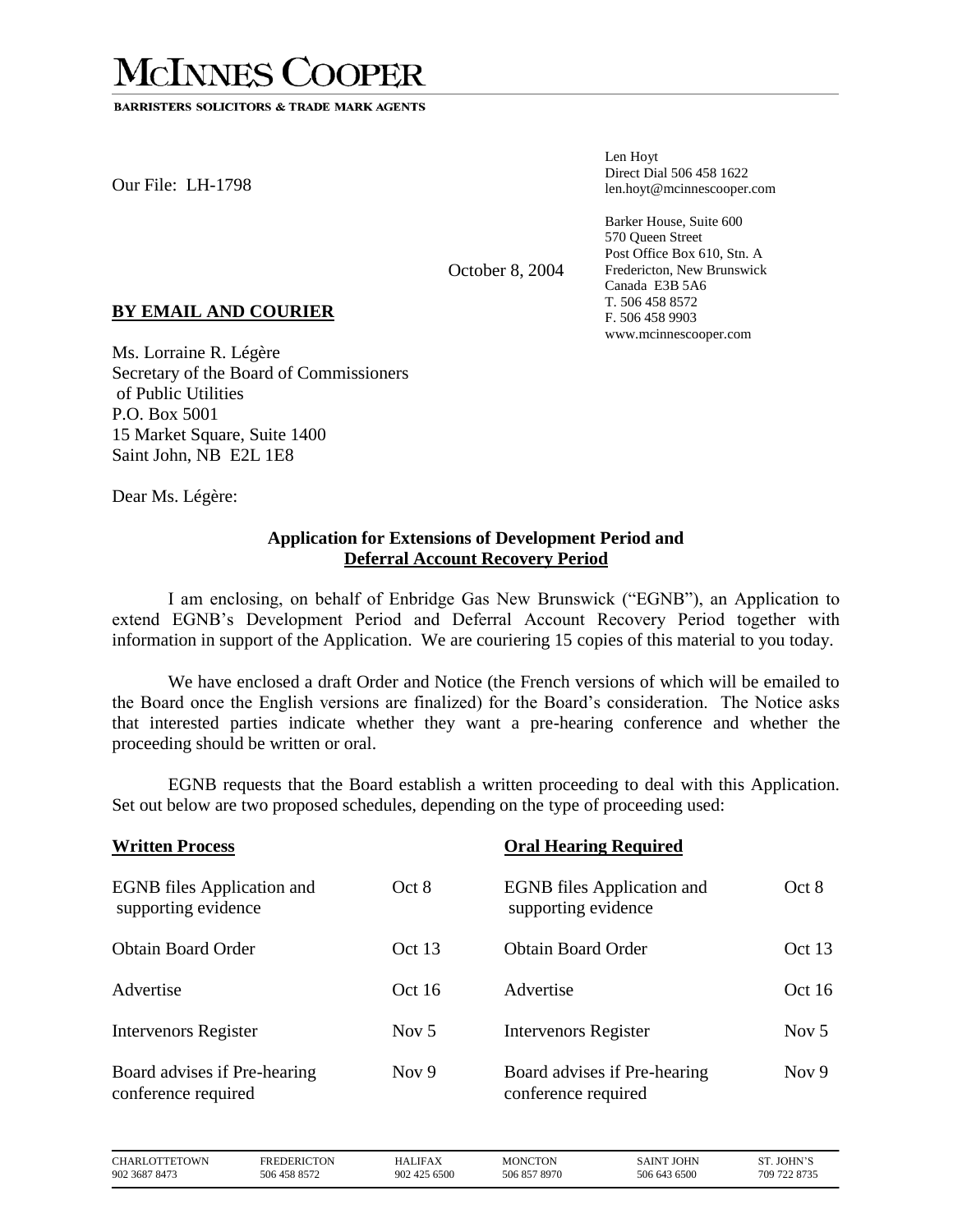# McINNES COOPER

**BARRISTERS SOLICITORS & TRADE MARK AGENTS**

Our File: LH-1798

Len Hoyt
Direct Dial 506 458 1622
len.hoyt@mcinnescooper.com

Barker House, Suite 600
570 Queen Street
Post Office Box 610, Stn. A
Fredericton, New Brunswick
Canada E3B 5A6
T. 506 458 8572
F. 506 458 9903
www.mcinnescooper.com

October 8, 2004

**BY EMAIL AND COURIER**

Ms. Lorraine R. Légère
Secretary of the Board of Commissioners
of Public Utilities
P.O. Box 5001
15 Market Square, Suite 1400
Saint John, NB E2L 1E8

Dear Ms. Légère:

**Application for Extensions of Development Period and Deferral Account Recovery Period**

I am enclosing, on behalf of Enbridge Gas New Brunswick ("EGNB"), an Application to extend EGNB's Development Period and Deferral Account Recovery Period together with information in support of the Application. We are couriering 15 copies of this material to you today.

We have enclosed a draft Order and Notice (the French versions of which will be emailed to the Board once the English versions are finalized) for the Board's consideration. The Notice asks that interested parties indicate whether they want a pre-hearing conference and whether the proceeding should be written or oral.

EGNB requests that the Board establish a written proceeding to deal with this Application. Set out below are two proposed schedules, depending on the type of proceeding used:

| **Written Process** | | **Oral Hearing Required** | |
|---|---|---|---|
| EGNB files Application and supporting evidence | Oct 8 | EGNB files Application and supporting evidence | Oct 8 |
| Obtain Board Order | Oct 13 | Obtain Board Order | Oct 13 |
| Advertise | Oct 16 | Advertise | Oct 16 |
| Intervenors Register | Nov 5 | Intervenors Register | Nov 5 |
| Board advises if Pre-hearing conference required | Nov 9 | Board advises if Pre-hearing conference required | Nov 9 |

| CHARLOTTETOWN | FREDERICTON | HALIFAX | MONCTON | SAINT JOHN | ST. JOHN'S |
|---|---|---|---|---|---|
| 902 3687 8473 | 506 458 8572 | 902 425 6500 | 506 857 8970 | 506 643 6500 | 709 722 8735 |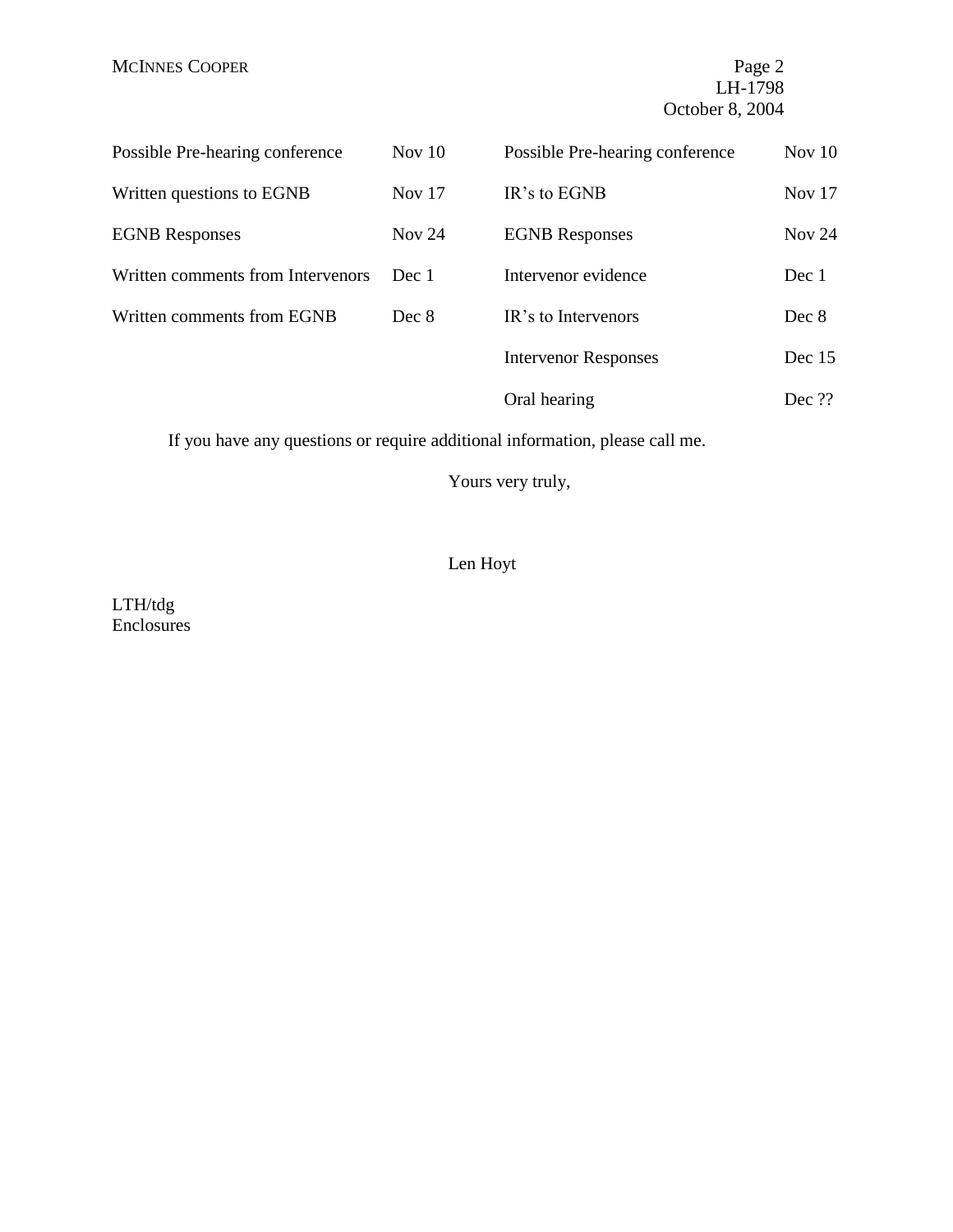| | | | |
|---|---|---|---|
| Possible Pre-hearing conference | Nov 10 | Possible Pre-hearing conference | Nov 10 |
| Written questions to EGNB | Nov 17 | IR's to EGNB | Nov 17 |
| EGNB Responses | Nov 24 | EGNB Responses | Nov 24 |
| Written comments from Intervenors | Dec 1 | Intervenor evidence | Dec 1 |
| Written comments from EGNB | Dec 8 | IR's to Intervenors | Dec 8 |
| | | Intervenor Responses | Dec 15 |
| | | Oral hearing | Dec ?? |

If you have any questions or require additional information, please call me.

Yours very truly,

Len Hoyt

LTH/tdg
Enclosures